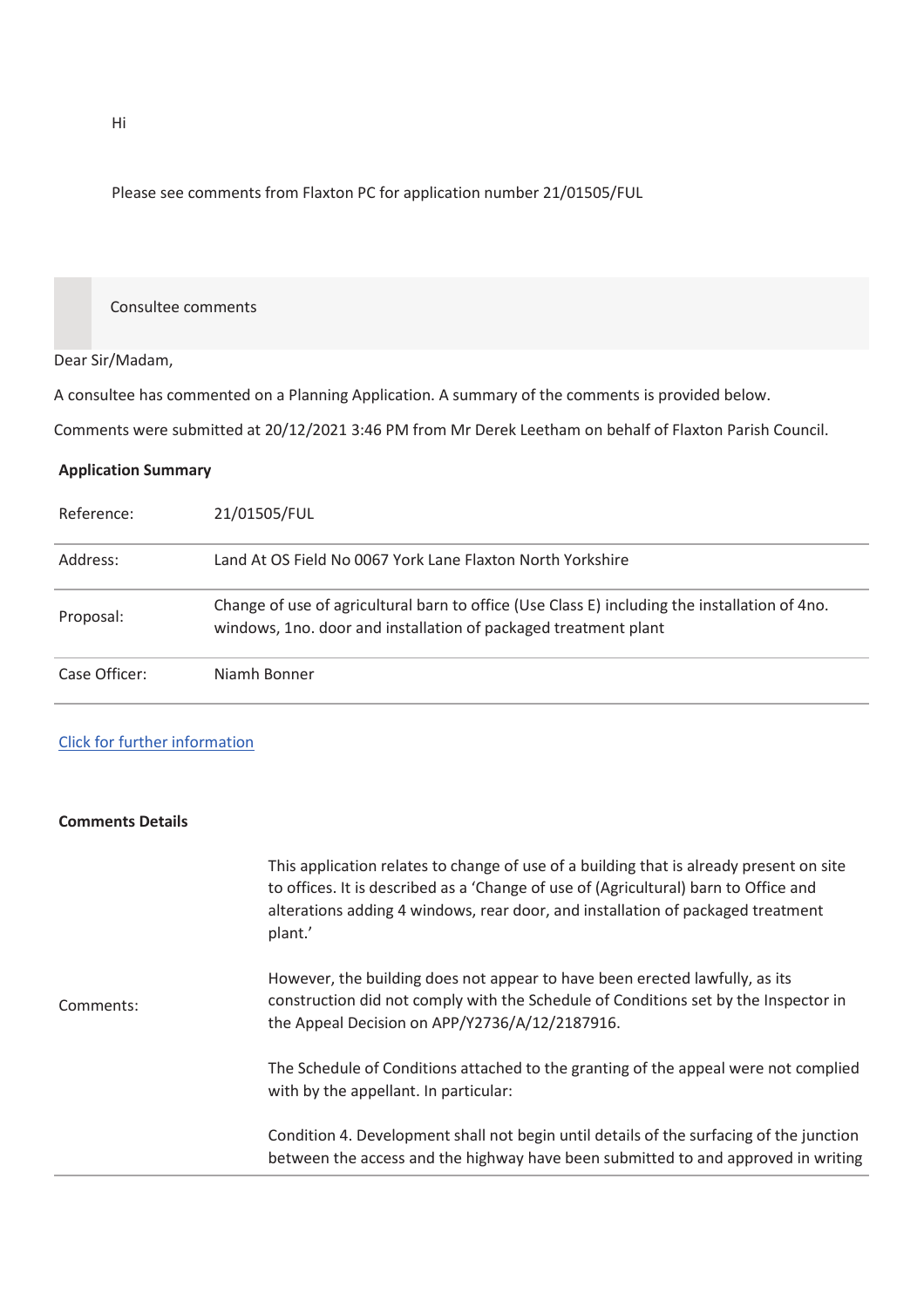Hi

Please see comments from Flaxton PC for application number 21/01505/FUL

Consultee comments

Dear Sir/Madam,

A consultee has commented on a Planning Application. A summary of the comments is provided below.

Comments were submitted at 20/12/2021 3:46 PM from Mr Derek Leetham on behalf of Flaxton Parish Council.

**Application Summary**

| | |
|---|---|
| Reference: | 21/01505/FUL |
| Address: | Land At OS Field No 0067 York Lane Flaxton North Yorkshire |
| Proposal: | Change of use of agricultural barn to office (Use Class E) including the installation of 4no. windows, 1no. door and installation of packaged treatment plant |
| Case Officer: | Niamh Bonner |

Click for further information

**Comments Details**

Comments:

This application relates to change of use of a building that is already present on site to offices. It is described as a 'Change of use of (Agricultural) barn to Office and alterations adding 4 windows, rear door, and installation of packaged treatment plant.'

However, the building does not appear to have been erected lawfully, as its construction did not comply with the Schedule of Conditions set by the Inspector in the Appeal Decision on APP/Y2736/A/12/2187916.

The Schedule of Conditions attached to the granting of the appeal were not complied with by the appellant. In particular:

Condition 4. Development shall not begin until details of the surfacing of the junction between the access and the highway have been submitted to and approved in writing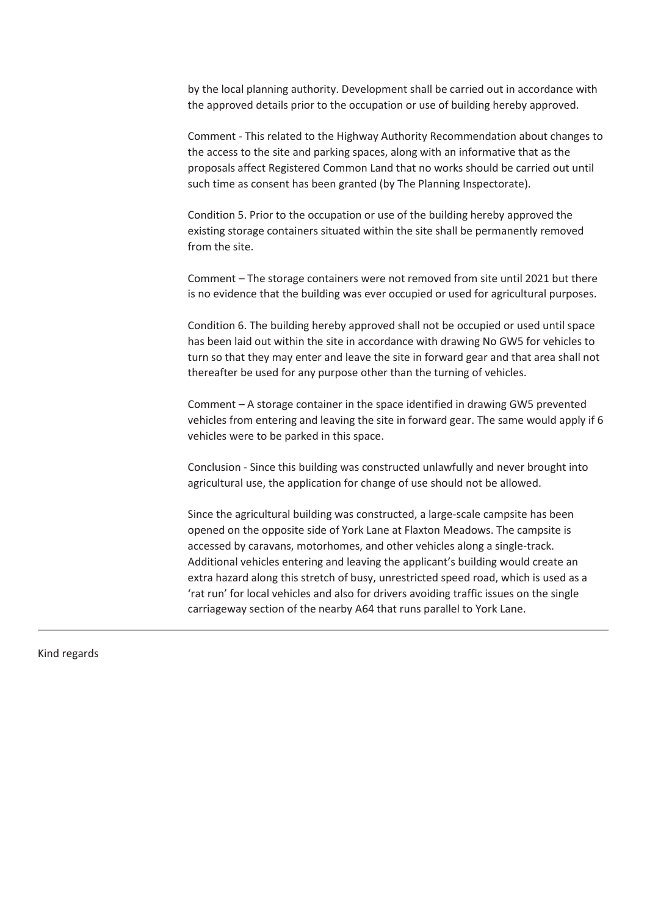by the local planning authority. Development shall be carried out in accordance with the approved details prior to the occupation or use of building hereby approved.

Comment - This related to the Highway Authority Recommendation about changes to the access to the site and parking spaces, along with an informative that as the proposals affect Registered Common Land that no works should be carried out until such time as consent has been granted (by The Planning Inspectorate).

Condition 5. Prior to the occupation or use of the building hereby approved the existing storage containers situated within the site shall be permanently removed from the site.

Comment – The storage containers were not removed from site until 2021 but there is no evidence that the building was ever occupied or used for agricultural purposes.

Condition 6. The building hereby approved shall not be occupied or used until space has been laid out within the site in accordance with drawing No GW5 for vehicles to turn so that they may enter and leave the site in forward gear and that area shall not thereafter be used for any purpose other than the turning of vehicles.

Comment – A storage container in the space identified in drawing GW5 prevented vehicles from entering and leaving the site in forward gear. The same would apply if 6 vehicles were to be parked in this space.

Conclusion - Since this building was constructed unlawfully and never brought into agricultural use, the application for change of use should not be allowed.

Since the agricultural building was constructed, a large-scale campsite has been opened on the opposite side of York Lane at Flaxton Meadows. The campsite is accessed by caravans, motorhomes, and other vehicles along a single-track. Additional vehicles entering and leaving the applicant's building would create an extra hazard along this stretch of busy, unrestricted speed road, which is used as a 'rat run' for local vehicles and also for drivers avoiding traffic issues on the single carriageway section of the nearby A64 that runs parallel to York Lane.

---

Kind regards